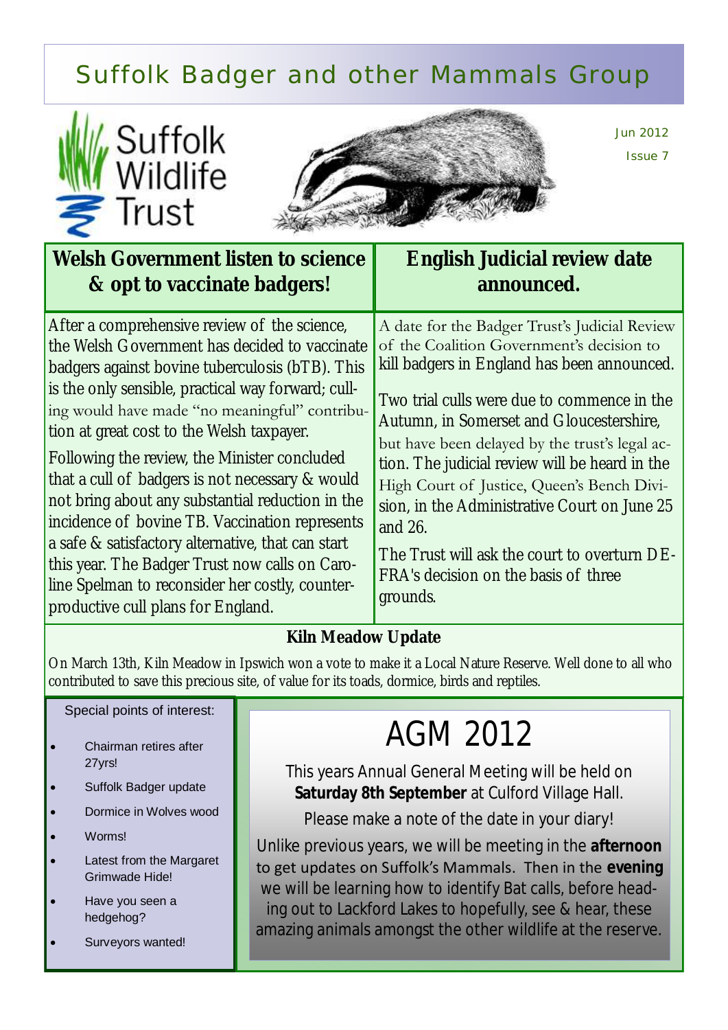# Suffolk Badger and other Mammals Group

Suffolk Wildlife Trust

Jun 2012

Issue 7

## Welsh Government listen to science & opt to vaccinate badgers!

After a comprehensive review of the science, the Welsh Government has decided to vaccinate badgers against bovine tuberculosis (bTB). This is the only sensible, practical way forward; culling would have made "no meaningful" contribution at great cost to the Welsh taxpayer.

Following the review, the Minister concluded that a cull of badgers is not necessary & would not bring about any substantial reduction in the incidence of bovine TB. Vaccination represents a safe & satisfactory alternative, that can start this year. The Badger Trust now calls on Caroline Spelman to reconsider her costly, counter-productive cull plans for England.

## English Judicial review date announced.

A date for the Badger Trust's Judicial Review of the Coalition Government's decision to kill badgers in England has been announced.

Two trial culls were due to commence in the Autumn, in Somerset and Gloucestershire, but have been delayed by the trust's legal action. The judicial review will be heard in the High Court of Justice, Queen's Bench Division, in the Administrative Court on June 25 and 26.

The Trust will ask the court to overturn DEFRA's decision on the basis of three grounds.

## Kiln Meadow Update

On March 13th, Kiln Meadow in Ipswich won a vote to make it a Local Nature Reserve. Well done to all who contributed to save this precious site, of value for its toads, dormice, birds and reptiles.

Special points of interest:

- Chairman retires after 27yrs!
- Suffolk Badger update
- Dormice in Wolves wood
- Worms!
- Latest from the Margaret Grimwade Hide!
- Have you seen a hedgehog?
- Surveyors wanted!

# AGM 2012

This years Annual General Meeting will be held on **Saturday 8th September** at Culford Village Hall.

Please make a note of the date in your diary!

Unlike previous years, we will be meeting in the **afternoon** to get updates on Suffolk's Mammals. Then in the **evening** we will be learning how to identify Bat calls, before heading out to Lackford Lakes to hopefully, see & hear, these amazing animals amongst the other wildlife at the reserve.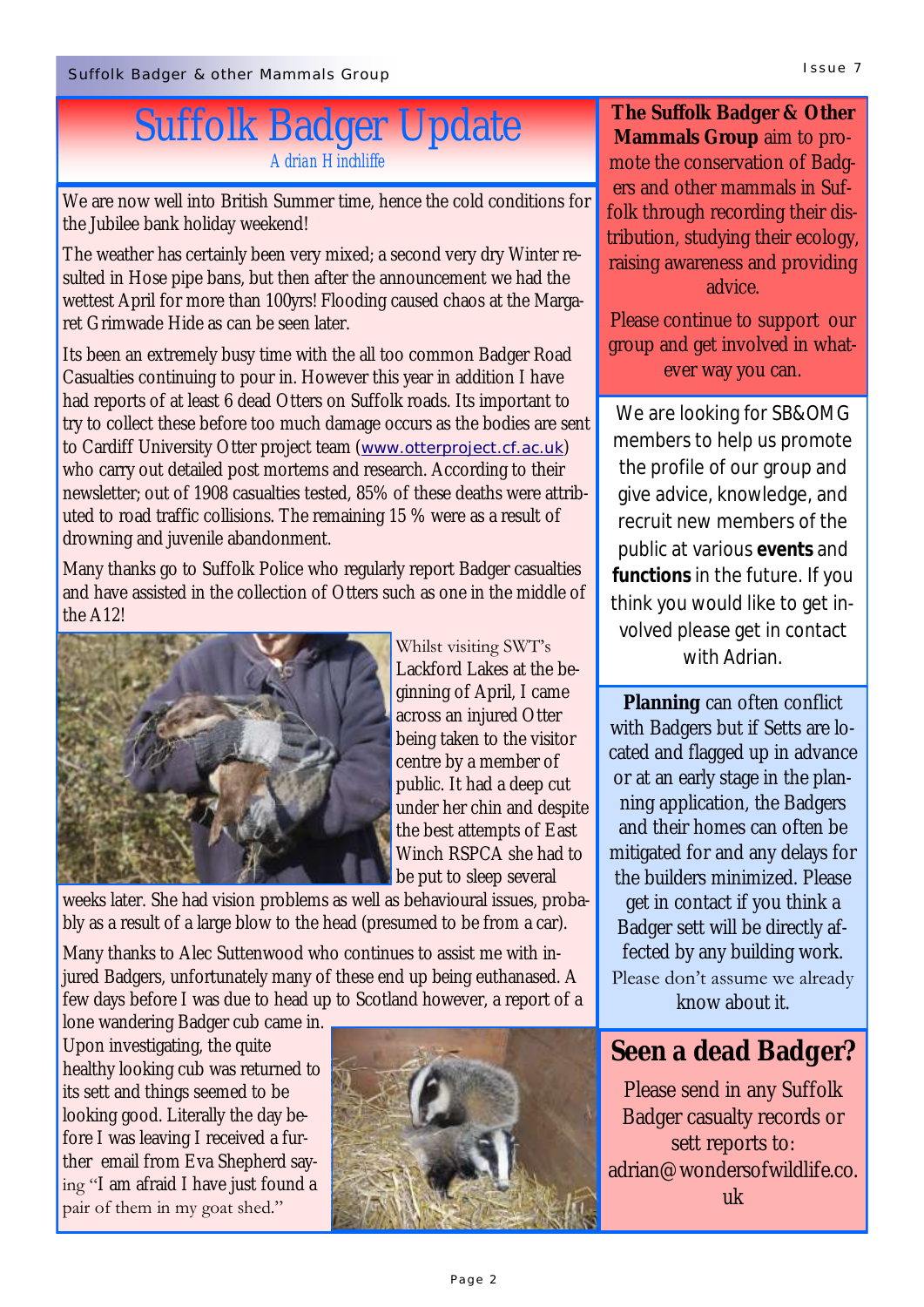# Suffolk Badger Update

*Adrian Hinchliffe*

We are now well into British Summer time, hence the cold conditions for the Jubilee bank holiday weekend!

The weather has certainly been very mixed; a second very dry Winter resulted in Hose pipe bans, but then after the announcement we had the wettest April for more than 100yrs! Flooding caused chaos at the Margaret Grimwade Hide as can be seen later.

Its been an extremely busy time with the all too common Badger Road Casualties continuing to pour in. However this year in addition I have had reports of at least 6 dead Otters on Suffolk roads. Its important to try to collect these before too much damage occurs as the bodies are sent to Cardiff University Otter project team (www.otterproject.cf.ac.uk) who carry out detailed post mortems and research. According to their newsletter; out of 1908 casualties tested, 85% of these deaths were attributed to road traffic collisions. The remaining 15 % were as a result of drowning and juvenile abandonment.

Many thanks go to Suffolk Police who regularly report Badger casualties and have assisted in the collection of Otters such as one in the middle of the A12!

Whilst visiting SWT's Lackford Lakes at the beginning of April, I came across an injured Otter being taken to the visitor centre by a member of public. It had a deep cut under her chin and despite the best attempts of East Winch RSPCA she had to be put to sleep several weeks later. She had vision problems as well as behavioural issues, probably as a result of a large blow to the head (presumed to be from a car).

Many thanks to Alec Suttenwood who continues to assist me with injured Badgers, unfortunately many of these end up being euthanased. A few days before I was due to head up to Scotland however, a report of a lone wandering Badger cub came in. Upon investigating, the quite healthy looking cub was returned to its sett and things seemed to be looking good. Literally the day before I was leaving I received a further email from Eva Shepherd saying "I am afraid I have just found a pair of them in my goat shed."

**The Suffolk Badger & Other Mammals Group** aim to promote the conservation of Badgers and other mammals in Suffolk through recording their distribution, studying their ecology, raising awareness and providing advice.

Please continue to support our group and get involved in whatever way you can.

We are looking for SB&OMG members to help us promote the profile of our group and give advice, knowledge, and recruit new members of the public at various **events** and **functions** in the future. If you think you would like to get involved please get in contact with Adrian.

**Planning** can often conflict with Badgers but if Setts are located and flagged up in advance or at an early stage in the planning application, the Badgers and their homes can often be mitigated for and any delays for the builders minimized. Please get in contact if you think a Badger sett will be directly affected by any building work. Please don't assume we already know about it.

## Seen a dead Badger?

Please send in any Suffolk Badger casualty records or sett reports to: adrian@wondersofwildlife.co.uk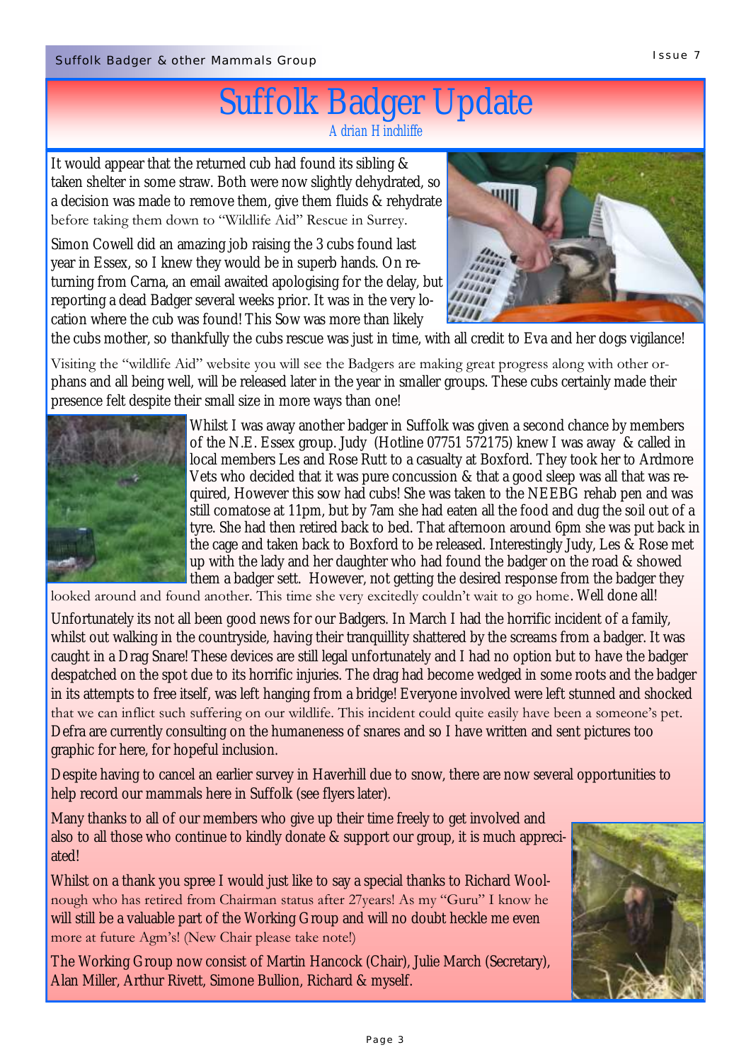# Suffolk Badger Update

*Adrian Hinchliffe*

It would appear that the returned cub had found its sibling & taken shelter in some straw. Both were now slightly dehydrated, so a decision was made to remove them, give them fluids & rehydrate before taking them down to "Wildlife Aid" Rescue in Surrey.

Simon Cowell did an amazing job raising the 3 cubs found last year in Essex, so I knew they would be in superb hands. On returning from Carna, an email awaited apologising for the delay, but reporting a dead Badger several weeks prior. It was in the very location where the cub was found! This Sow was more than likely the cubs mother, so thankfully the cubs rescue was just in time, with all credit to Eva and her dogs vigilance!

Visiting the "wildlife Aid" website you will see the Badgers are making great progress along with other orphans and all being well, will be released later in the year in smaller groups. These cubs certainly made their presence felt despite their small size in more ways than one!

Whilst I was away another badger in Suffolk was given a second chance by members of the N.E. Essex group. Judy (Hotline 07751 572175) knew I was away & called in local members Les and Rose Rutt to a casualty at Boxford. They took her to Ardmore Vets who decided that it was pure concussion & that a good sleep was all that was required, However this sow had cubs! She was taken to the NEEBG rehab pen and was still comatose at 11pm, but by 7am she had eaten all the food and dug the soil out of a tyre. She had then retired back to bed. That afternoon around 6pm she was put back in the cage and taken back to Boxford to be released. Interestingly Judy, Les & Rose met up with the lady and her daughter who had found the badger on the road & showed them a badger sett. However, not getting the desired response from the badger they looked around and found another. This time she very excitedly couldn't wait to go home. Well done all!

Unfortunately its not all been good news for our Badgers. In March I had the horrific incident of a family, whilst out walking in the countryside, having their tranquillity shattered by the screams from a badger. It was caught in a Drag Snare! These devices are still legal unfortunately and I had no option but to have the badger despatched on the spot due to its horrific injuries. The drag had become wedged in some roots and the badger in its attempts to free itself, was left hanging from a bridge! Everyone involved were left stunned and shocked that we can inflict such suffering on our wildlife. This incident could quite easily have been a someone's pet. Defra are currently consulting on the humaneness of snares and so I have written and sent pictures too graphic for here, for hopeful inclusion.

Despite having to cancel an earlier survey in Haverhill due to snow, there are now several opportunities to help record our mammals here in Suffolk (see flyers later).

Many thanks to all of our members who give up their time freely to get involved and also to all those who continue to kindly donate & support our group, it is much appreciated!

Whilst on a thank you spree I would just like to say a special thanks to Richard Woolnough who has retired from Chairman status after 27years! As my "Guru" I know he will still be a valuable part of the Working Group and will no doubt heckle me even more at future Agm's! (New Chair please take note!)

The Working Group now consist of Martin Hancock (Chair), Julie March (Secretary), Alan Miller, Arthur Rivett, Simone Bullion, Richard & myself.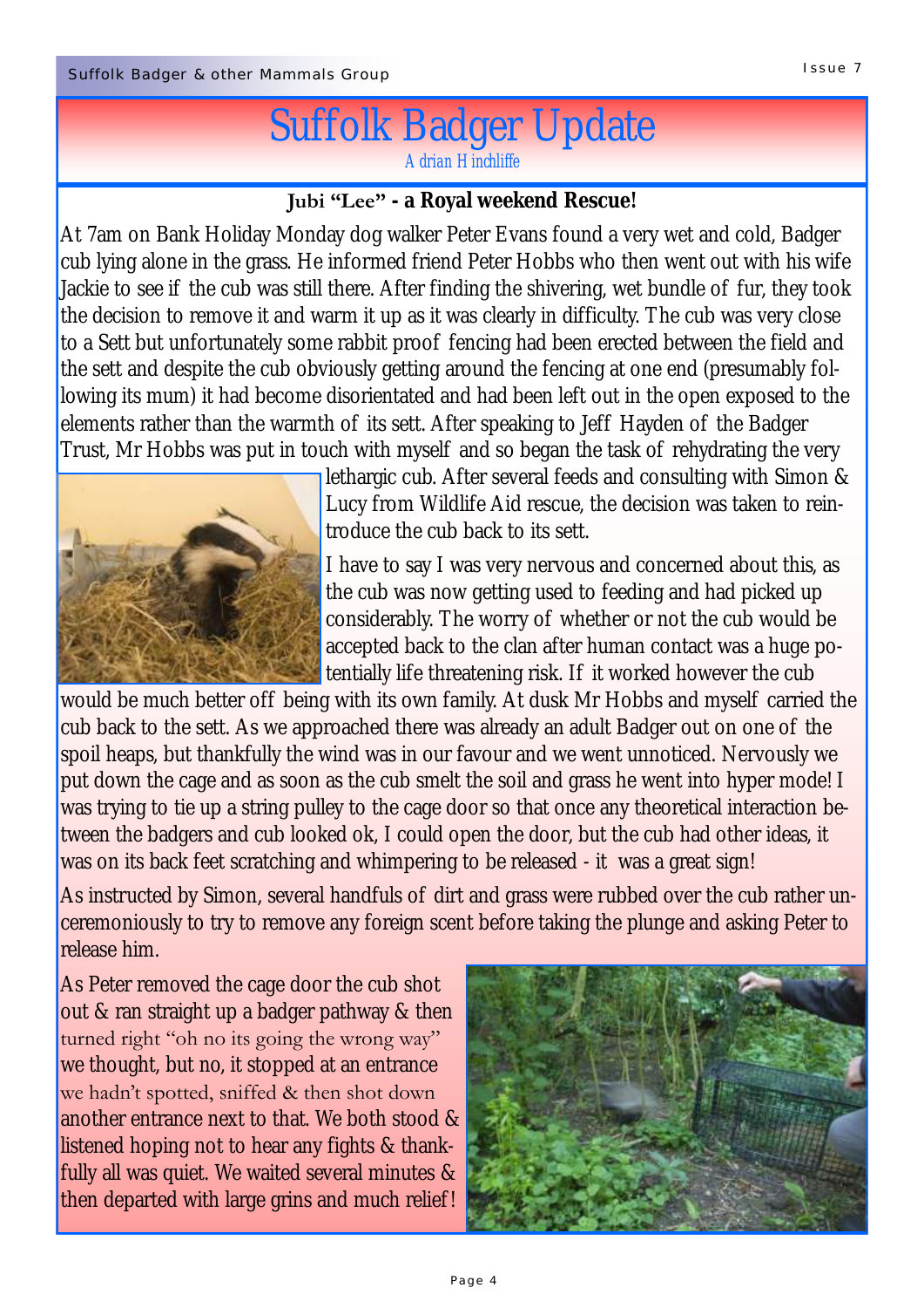# Suffolk Badger Update

*Adrian Hinchliffe*

### Jubi "Lee" - a Royal weekend Rescue!

At 7am on Bank Holiday Monday dog walker Peter Evans found a very wet and cold, Badger cub lying alone in the grass. He informed friend Peter Hobbs who then went out with his wife Jackie to see if the cub was still there. After finding the shivering, wet bundle of fur, they took the decision to remove it and warm it up as it was clearly in difficulty. The cub was very close to a Sett but unfortunately some rabbit proof fencing had been erected between the field and the sett and despite the cub obviously getting around the fencing at one end (presumably following its mum) it had become disorientated and had been left out in the open exposed to the elements rather than the warmth of its sett. After speaking to Jeff Hayden of the Badger Trust, Mr Hobbs was put in touch with myself and so began the task of rehydrating the very lethargic cub. After several feeds and consulting with Simon & Lucy from Wildlife Aid rescue, the decision was taken to reintroduce the cub back to its sett.

I have to say I was very nervous and concerned about this, as the cub was now getting used to feeding and had picked up considerably. The worry of whether or not the cub would be accepted back to the clan after human contact was a huge potentially life threatening risk. If it worked however the cub would be much better off being with its own family. At dusk Mr Hobbs and myself carried the cub back to the sett. As we approached there was already an adult Badger out on one of the spoil heaps, but thankfully the wind was in our favour and we went unnoticed. Nervously we put down the cage and as soon as the cub smelt the soil and grass he went into hyper mode! I was trying to tie up a string pulley to the cage door so that once any theoretical interaction between the badgers and cub looked ok, I could open the door, but the cub had other ideas, it was on its back feet scratching and whimpering to be released - it was a great sign!

As instructed by Simon, several handfuls of dirt and grass were rubbed over the cub rather unceremoniously to try to remove any foreign scent before taking the plunge and asking Peter to release him.

As Peter removed the cage door the cub shot out & ran straight up a badger pathway & then turned right "oh no its going the wrong way" we thought, but no, it stopped at an entrance we hadn't spotted, sniffed & then shot down another entrance next to that. We both stood & listened hoping not to hear any fights & thankfully all was quiet. We waited several minutes & then departed with large grins and much relief!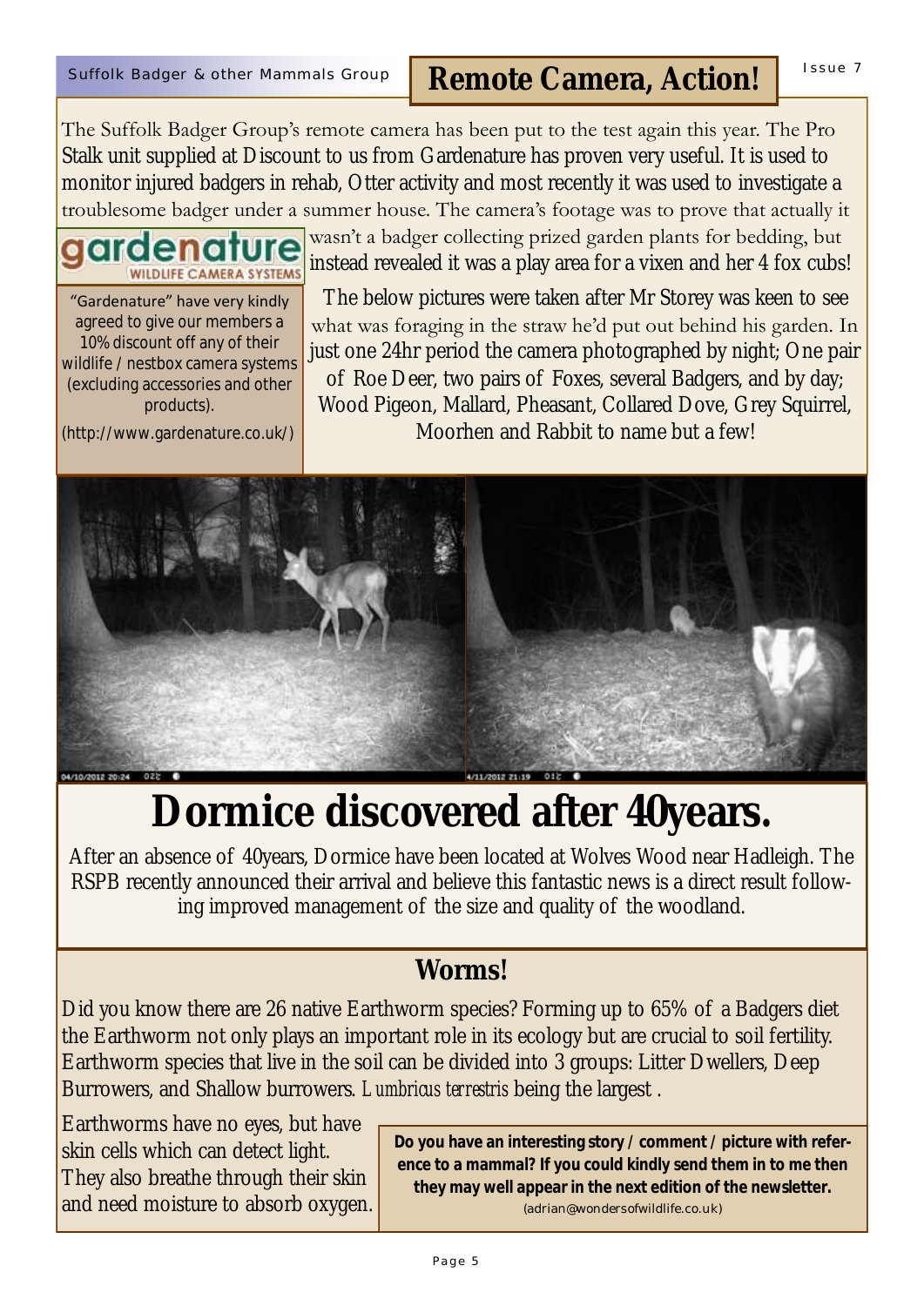## Remote Camera, Action!

The Suffolk Badger Group's remote camera has been put to the test again this year. The Pro Stalk unit supplied at Discount to us from Gardenature has proven very useful. It is used to monitor injured badgers in rehab, Otter activity and most recently it was used to investigate a troublesome badger under a summer house. The camera's footage was to prove that actually it wasn't a badger collecting prized garden plants for bedding, but instead revealed it was a play area for a vixen and her 4 fox cubs!

"Gardenature" have very kindly agreed to give our members a 10% discount off any of their wildlife / nestbox camera systems (excluding accessories and other products).

(http://www.gardenature.co.uk/)

The below pictures were taken after Mr Storey was keen to see what was foraging in the straw he'd put out behind his garden. In just one 24hr period the camera photographed by night; One pair of Roe Deer, two pairs of Foxes, several Badgers, and by day; Wood Pigeon, Mallard, Pheasant, Collared Dove, Grey Squirrel, Moorhen and Rabbit to name but a few!

# Dormice discovered after 40years.

After an absence of 40years, Dormice have been located at Wolves Wood near Hadleigh. The RSPB recently announced their arrival and believe this fantastic news is a direct result following improved management of the size and quality of the woodland.

## Worms!

Did you know there are 26 native Earthworm species? Forming up to 65% of a Badgers diet the Earthworm not only plays an important role in its ecology but are crucial to soil fertility. Earthworm species that live in the soil can be divided into 3 groups: Litter Dwellers, Deep Burrowers, and Shallow burrowers. *Lumbricus terrestris* being the largest .

Earthworms have no eyes, but have skin cells which can detect light. They also breathe through their skin and need moisture to absorb oxygen.

**Do you have an interesting story / comment / picture with reference to a mammal? If you could kindly send them in to me then they may well appear in the next edition of the newsletter.**

(adrian@wondersofwildlife.co.uk)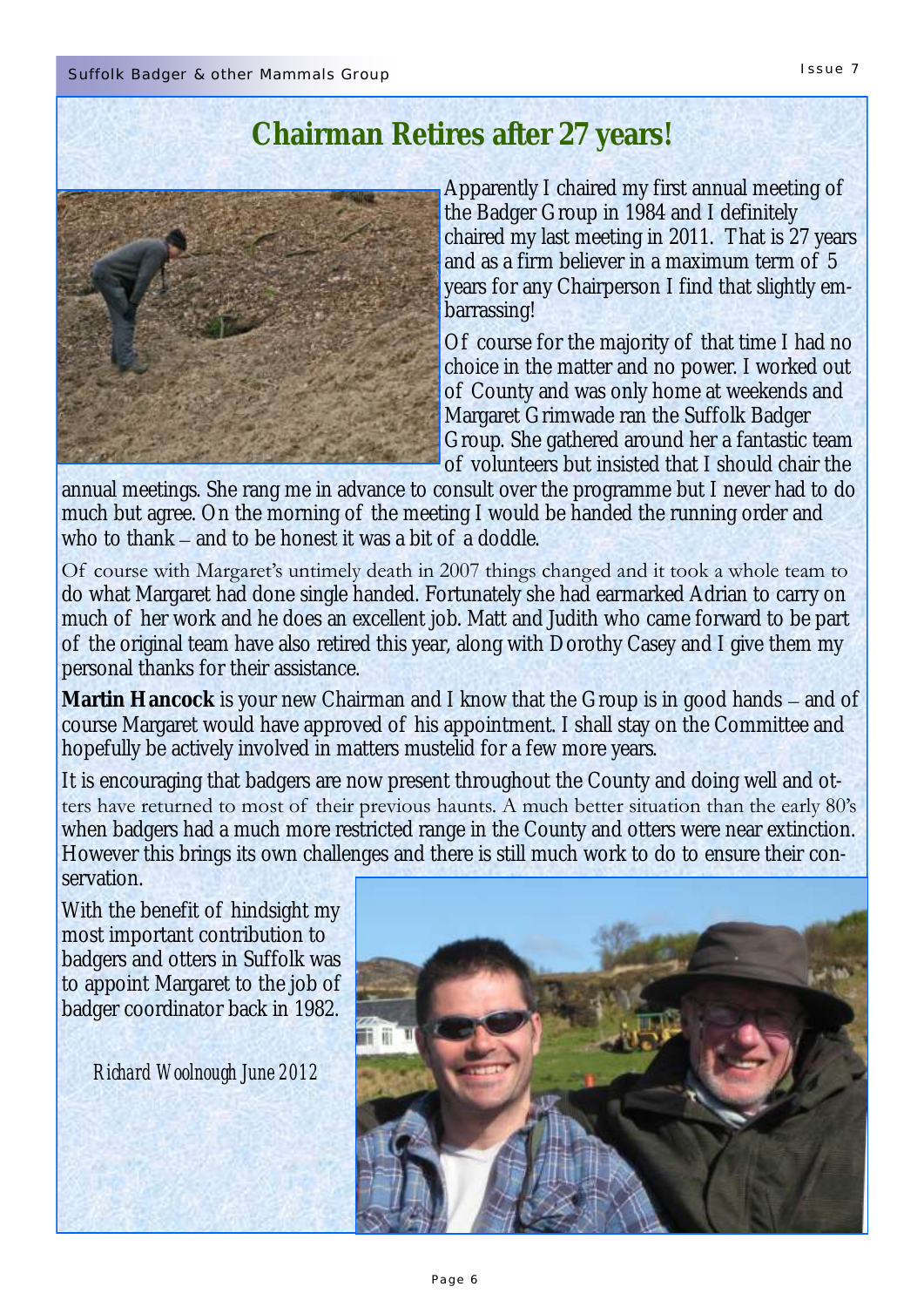# Chairman Retires after 27 years!

Apparently I chaired my first annual meeting of the Badger Group in 1984 and I definitely chaired my last meeting in 2011. That is 27 years and as a firm believer in a maximum term of 5 years for any Chairperson I find that slightly embarrassing!

Of course for the majority of that time I had no choice in the matter and no power. I worked out of County and was only home at weekends and Margaret Grimwade ran the Suffolk Badger Group. She gathered around her a fantastic team of volunteers but insisted that I should chair the annual meetings. She rang me in advance to consult over the programme but I never had to do much but agree. On the morning of the meeting I would be handed the running order and who to thank – and to be honest it was a bit of a doddle.

Of course with Margaret's untimely death in 2007 things changed and it took a whole team to do what Margaret had done single handed. Fortunately she had earmarked Adrian to carry on much of her work and he does an excellent job. Matt and Judith who came forward to be part of the original team have also retired this year, along with Dorothy Casey and I give them my personal thanks for their assistance.

**Martin Hancock** is your new Chairman and I know that the Group is in good hands – and of course Margaret would have approved of his appointment. I shall stay on the Committee and hopefully be actively involved in matters mustelid for a few more years.

It is encouraging that badgers are now present throughout the County and doing well and otters have returned to most of their previous haunts. A much better situation than the early 80's when badgers had a much more restricted range in the County and otters were near extinction. However this brings its own challenges and there is still much work to do to ensure their conservation.

With the benefit of hindsight my most important contribution to badgers and otters in Suffolk was to appoint Margaret to the job of badger coordinator back in 1982.

*Richard Woolnough June 2012*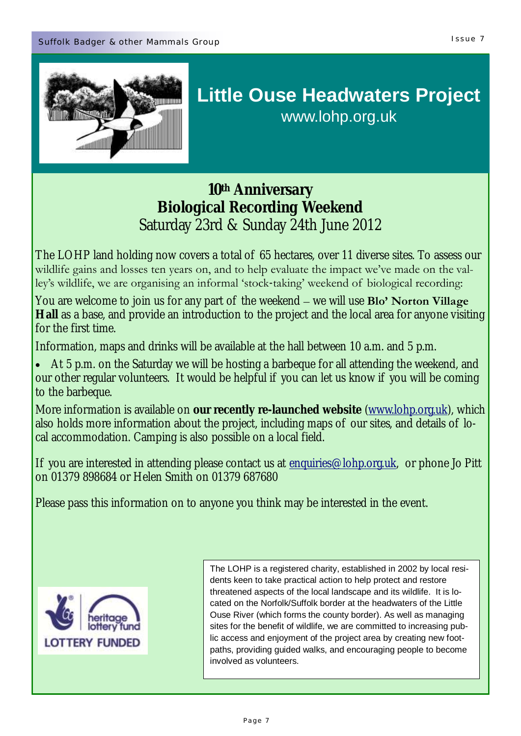# Little Ouse Headwaters Project

www.lohp.org.uk

## 10th Anniversary Biological Recording Weekend

Saturday 23rd & Sunday 24th June 2012

The LOHP land holding now covers a total of 65 hectares, over 11 diverse sites. To assess our wildlife gains and losses ten years on, and to help evaluate the impact we've made on the valley's wildlife, we are organising an informal 'stock-taking' weekend of biological recording:

You are welcome to join us for any part of the weekend – we will use **Blo' Norton Village Hall** as a base, and provide an introduction to the project and the local area for anyone visiting for the first time.

Information, maps and drinks will be available at the hall between 10 a.m. and 5 p.m.

- At 5 p.m. on the Saturday we will be hosting a barbeque for all attending the weekend, and our other regular volunteers. It would be helpful if you can let us know if you will be coming to the barbeque.

More information is available on **our recently re-launched website** (www.lohp.org.uk), which also holds more information about the project, including maps of our sites, and details of local accommodation. Camping is also possible on a local field.

If you are interested in attending please contact us at enquiries@lohp.org.uk, or phone Jo Pitt on 01379 898684 or Helen Smith on 01379 687680

Please pass this information on to anyone you think may be interested in the event.

heritage lottery fund

LOTTERY FUNDED

The LOHP is a registered charity, established in 2002 by local residents keen to take practical action to help protect and restore threatened aspects of the local landscape and its wildlife. It is located on the Norfolk/Suffolk border at the headwaters of the Little Ouse River (which forms the county border). As well as managing sites for the benefit of wildlife, we are committed to increasing public access and enjoyment of the project area by creating new footpaths, providing guided walks, and encouraging people to become involved as volunteers.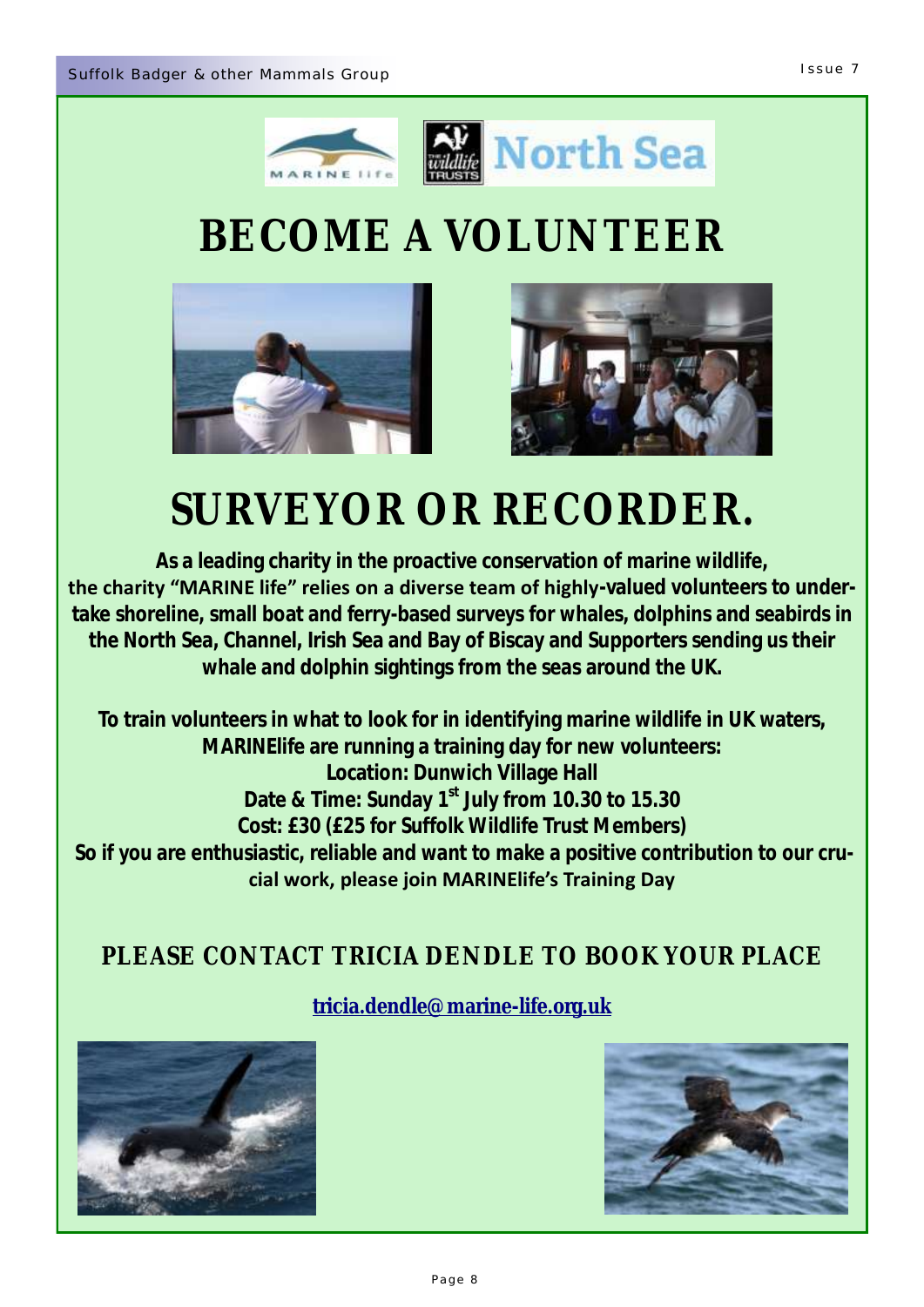# BECOME A VOLUNTEER

# SURVEYOR OR RECORDER.

**As a leading charity in the proactive conservation of marine wildlife, the charity "MARINE life" relies on a diverse team of highly-valued volunteers to undertake shoreline, small boat and ferry-based surveys for whales, dolphins and seabirds in the North Sea, Channel, Irish Sea and Bay of Biscay and Supporters sending us their whale and dolphin sightings from the seas around the UK.**

**To train volunteers in what to look for in identifying marine wildlife in UK waters, MARINElife are running a training day for new volunteers:**
**Location: Dunwich Village Hall**
**Date & Time: Sunday 1st July from 10.30 to 15.30**
**Cost: £30 (£25 for Suffolk Wildlife Trust Members)**
**So if you are enthusiastic, reliable and want to make a positive contribution to our crucial work, please join MARINElife's Training Day**

## PLEASE CONTACT TRICIA DENDLE TO BOOK YOUR PLACE

**tricia.dendle@marine-life.org.uk**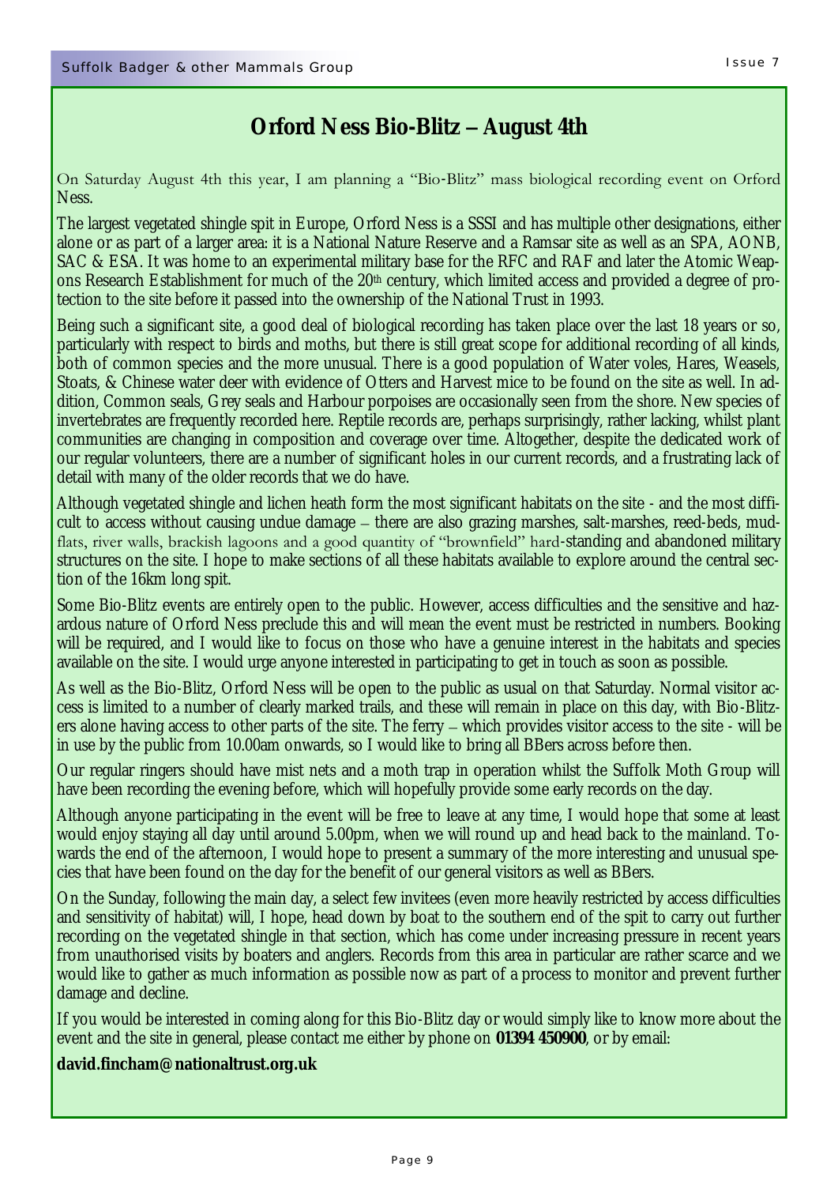## Orford Ness Bio-Blitz – August 4th

On Saturday August 4th this year, I am planning a "Bio-Blitz" mass biological recording event on Orford Ness.

The largest vegetated shingle spit in Europe, Orford Ness is a SSSI and has multiple other designations, either alone or as part of a larger area: it is a National Nature Reserve and a Ramsar site as well as an SPA, AONB, SAC & ESA. It was home to an experimental military base for the RFC and RAF and later the Atomic Weapons Research Establishment for much of the 20th century, which limited access and provided a degree of protection to the site before it passed into the ownership of the National Trust in 1993.

Being such a significant site, a good deal of biological recording has taken place over the last 18 years or so, particularly with respect to birds and moths, but there is still great scope for additional recording of all kinds, both of common species and the more unusual. There is a good population of Water voles, Hares, Weasels, Stoats, & Chinese water deer with evidence of Otters and Harvest mice to be found on the site as well. In addition, Common seals, Grey seals and Harbour porpoises are occasionally seen from the shore. New species of invertebrates are frequently recorded here. Reptile records are, perhaps surprisingly, rather lacking, whilst plant communities are changing in composition and coverage over time. Altogether, despite the dedicated work of our regular volunteers, there are a number of significant holes in our current records, and a frustrating lack of detail with many of the older records that we do have.

Although vegetated shingle and lichen heath form the most significant habitats on the site - and the most difficult to access without causing undue damage – there are also grazing marshes, salt-marshes, reed-beds, mudflats, river walls, brackish lagoons and a good quantity of "brownfield" hard-standing and abandoned military structures on the site. I hope to make sections of all these habitats available to explore around the central section of the 16km long spit.

Some Bio-Blitz events are entirely open to the public. However, access difficulties and the sensitive and hazardous nature of Orford Ness preclude this and will mean the event must be restricted in numbers. Booking will be required, and I would like to focus on those who have a genuine interest in the habitats and species available on the site. I would urge anyone interested in participating to get in touch as soon as possible.

As well as the Bio-Blitz, Orford Ness will be open to the public as usual on that Saturday. Normal visitor access is limited to a number of clearly marked trails, and these will remain in place on this day, with Bio-Blitzers alone having access to other parts of the site. The ferry – which provides visitor access to the site - will be in use by the public from 10.00am onwards, so I would like to bring all BBers across before then.

Our regular ringers should have mist nets and a moth trap in operation whilst the Suffolk Moth Group will have been recording the evening before, which will hopefully provide some early records on the day.

Although anyone participating in the event will be free to leave at any time, I would hope that some at least would enjoy staying all day until around 5.00pm, when we will round up and head back to the mainland. Towards the end of the afternoon, I would hope to present a summary of the more interesting and unusual species that have been found on the day for the benefit of our general visitors as well as BBers.

On the Sunday, following the main day, a select few invitees (even more heavily restricted by access difficulties and sensitivity of habitat) will, I hope, head down by boat to the southern end of the spit to carry out further recording on the vegetated shingle in that section, which has come under increasing pressure in recent years from unauthorised visits by boaters and anglers. Records from this area in particular are rather scarce and we would like to gather as much information as possible now as part of a process to monitor and prevent further damage and decline.

If you would be interested in coming along for this Bio-Blitz day or would simply like to know more about the event and the site in general, please contact me either by phone on **01394 450900**, or by email:

**david.fincham@nationaltrust.org.uk**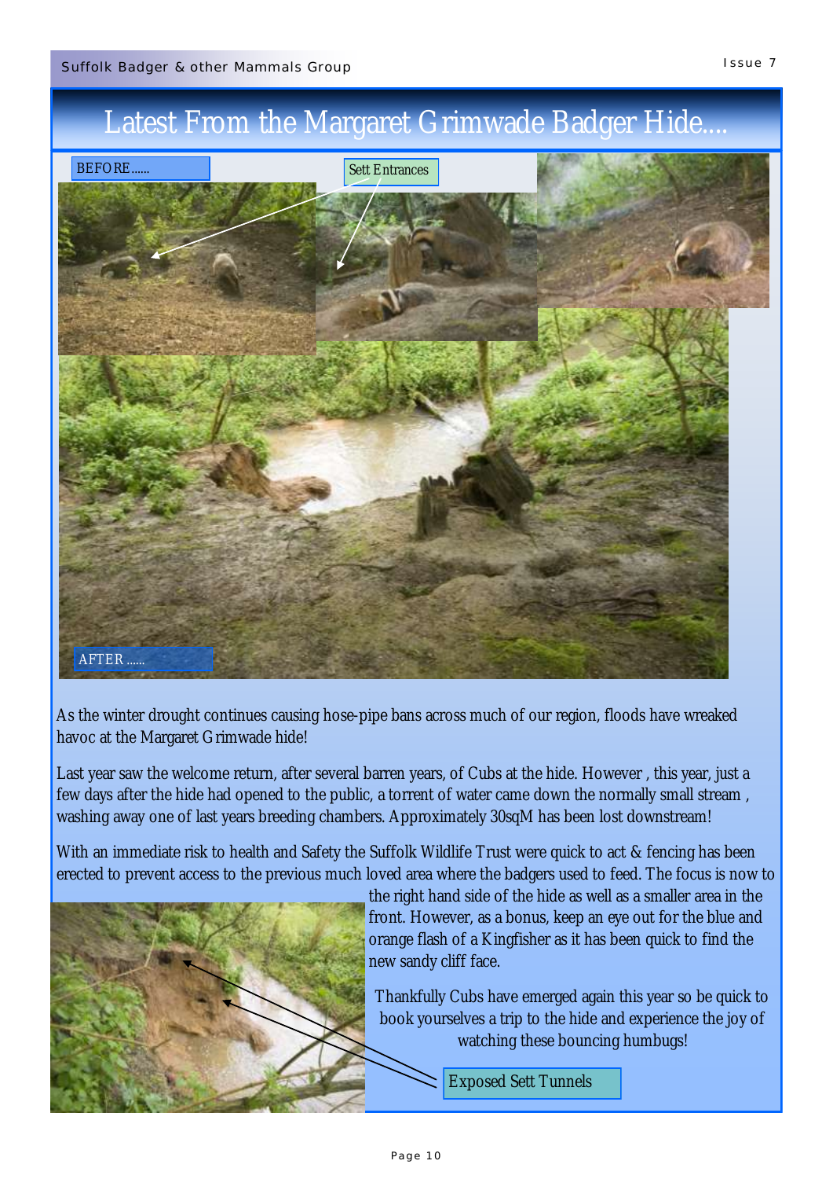# Latest From the Margaret Grimwade Badger Hide....

BEFORE......

Sett Entrances

AFTER ......

As the winter drought continues causing hose-pipe bans across much of our region, floods have wreaked havoc at the Margaret Grimwade hide!

Last year saw the welcome return, after several barren years, of Cubs at the hide. However , this year, just a few days after the hide had opened to the public, a torrent of water came down the normally small stream , washing away one of last years breeding chambers. Approximately 30sqM has been lost downstream!

With an immediate risk to health and Safety the Suffolk Wildlife Trust were quick to act & fencing has been erected to prevent access to the previous much loved area where the badgers used to feed. The focus is now to the right hand side of the hide as well as a smaller area in the front. However, as a bonus, keep an eye out for the blue and orange flash of a Kingfisher as it has been quick to find the new sandy cliff face.

Thankfully Cubs have emerged again this year so be quick to book yourselves a trip to the hide and experience the joy of watching these bouncing humbugs!

Exposed Sett Tunnels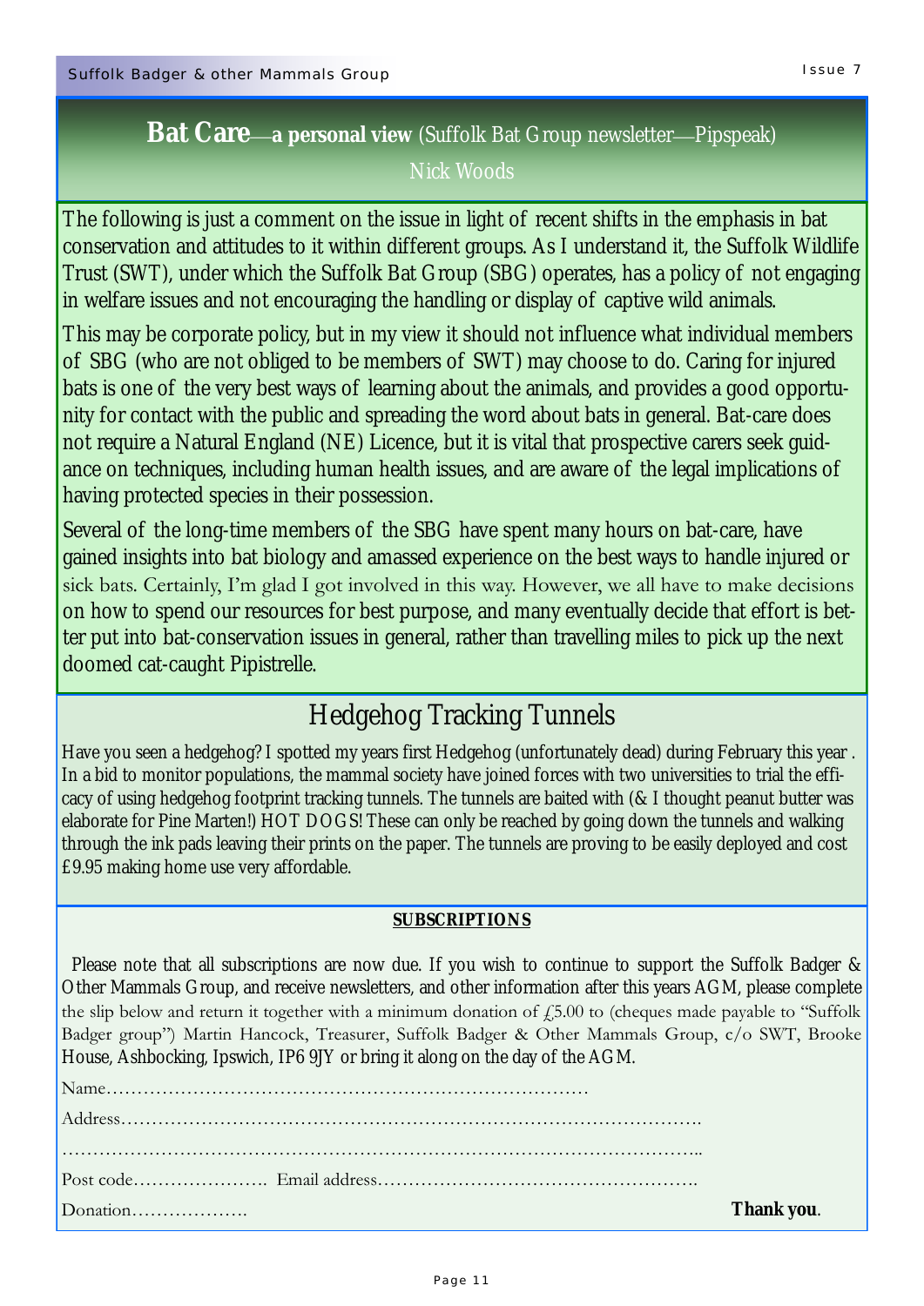## **Bat Care—a personal view** (Suffolk Bat Group newsletter—Pipspeak)

Nick Woods

The following is just a comment on the issue in light of recent shifts in the emphasis in bat conservation and attitudes to it within different groups. As I understand it, the Suffolk Wildlife Trust (SWT), under which the Suffolk Bat Group (SBG) operates, has a policy of not engaging in welfare issues and not encouraging the handling or display of captive wild animals.

This may be corporate policy, but in my view it should not influence what individual members of SBG (who are not obliged to be members of SWT) may choose to do. Caring for injured bats is one of the very best ways of learning about the animals, and provides a good opportunity for contact with the public and spreading the word about bats in general. Bat-care does not require a Natural England (NE) Licence, but it is vital that prospective carers seek guidance on techniques, including human health issues, and are aware of the legal implications of having protected species in their possession.

Several of the long-time members of the SBG have spent many hours on bat-care, have gained insights into bat biology and amassed experience on the best ways to handle injured or sick bats. Certainly, I'm glad I got involved in this way. However, we all have to make decisions on how to spend our resources for best purpose, and many eventually decide that effort is better put into bat-conservation issues in general, rather than travelling miles to pick up the next doomed cat-caught Pipistrelle.

## Hedgehog Tracking Tunnels

Have you seen a hedgehog? I spotted my years first Hedgehog (unfortunately dead) during February this year . In a bid to monitor populations, the mammal society have joined forces with two universities to trial the efficacy of using hedgehog footprint tracking tunnels. The tunnels are baited with (& I thought peanut butter was elaborate for Pine Marten!) HOT DOGS! These can only be reached by going down the tunnels and walking through the ink pads leaving their prints on the paper. The tunnels are proving to be easily deployed and cost £9.95 making home use very affordable.

**SUBSCRIPTIONS**

Please note that all subscriptions are now due. If you wish to continue to support the Suffolk Badger & Other Mammals Group, and receive newsletters, and other information after this years AGM, please complete the slip below and return it together with a minimum donation of £5.00 to (cheques made payable to "Suffolk Badger group") Martin Hancock, Treasurer, Suffolk Badger & Other Mammals Group, c/o SWT, Brooke House, Ashbocking, Ipswich, IP6 9JY or bring it along on the day of the AGM.

Name…………………………………………………………………

Address……………………………………………………………………………….

………………………………………………………………………………………..

Post code…………………. Email address…………………………………………….

Donation………………. **Thank you**.